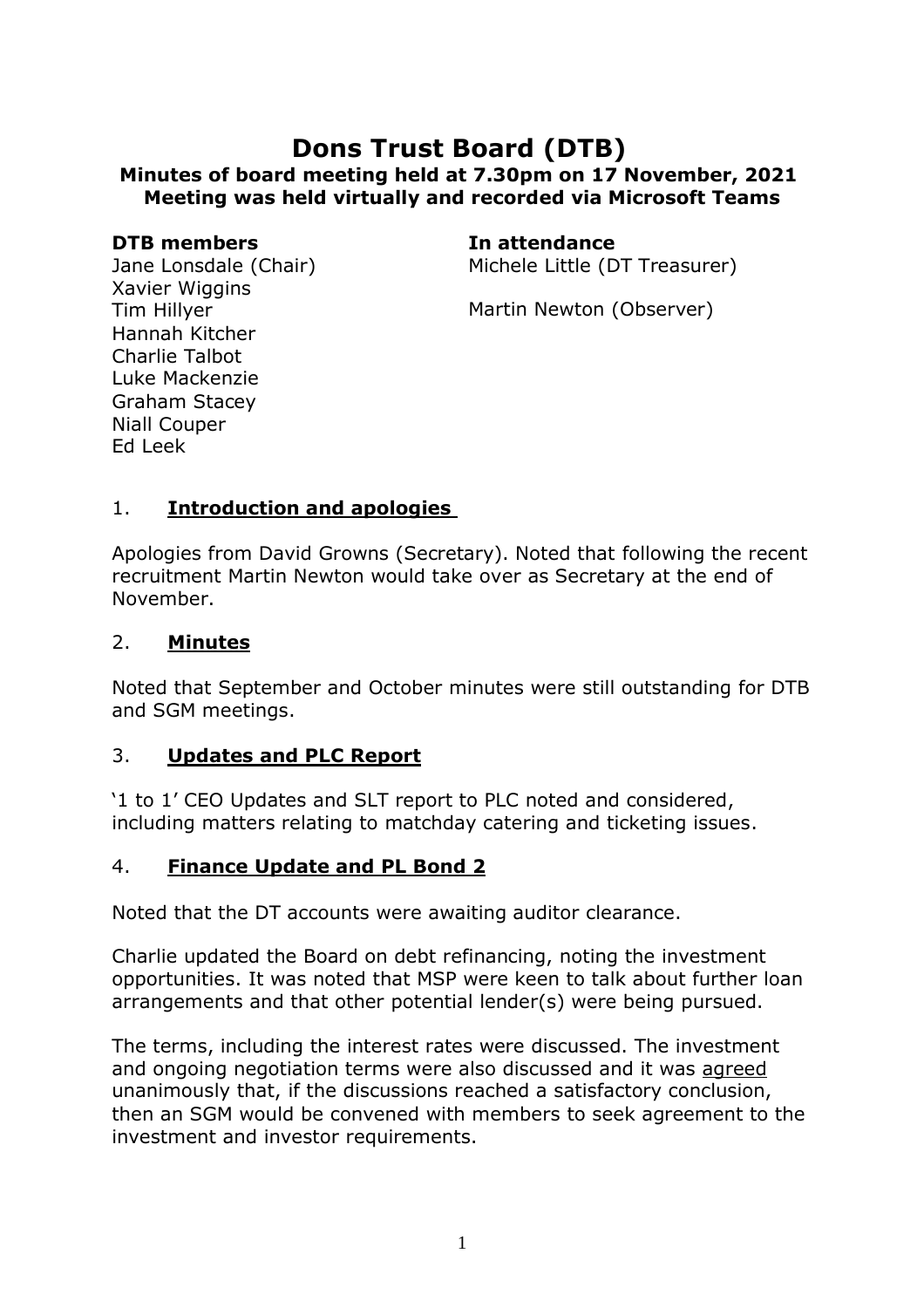# Dons Trust Board (DTB)

**Minutes of board meeting held at 7.30pm on 17 November, 2021**
**Meeting was held virtually and recorded via Microsoft Teams**

**DTB members**

Jane Lonsdale (Chair)
Xavier Wiggins
Tim Hillyer
Hannah Kitcher
Charlie Talbot
Luke Mackenzie
Graham Stacey
Niall Couper
Ed Leek

**In attendance**

Michele Little (DT Treasurer)

Martin Newton (Observer)

## 1. <u>Introduction and apologies</u>

Apologies from David Growns (Secretary). Noted that following the recent recruitment Martin Newton would take over as Secretary at the end of November.

## 2. <u>Minutes</u>

Noted that September and October minutes were still outstanding for DTB and SGM meetings.

## 3. <u>Updates and PLC Report</u>

'1 to 1' CEO Updates and SLT report to PLC noted and considered, including matters relating to matchday catering and ticketing issues.

## 4. <u>Finance Update and PL Bond 2</u>

Noted that the DT accounts were awaiting auditor clearance.

Charlie updated the Board on debt refinancing, noting the investment opportunities. It was noted that MSP were keen to talk about further loan arrangements and that other potential lender(s) were being pursued.

The terms, including the interest rates were discussed. The investment and ongoing negotiation terms were also discussed and it was <u>agreed</u> unanimously that, if the discussions reached a satisfactory conclusion, then an SGM would be convened with members to seek agreement to the investment and investor requirements.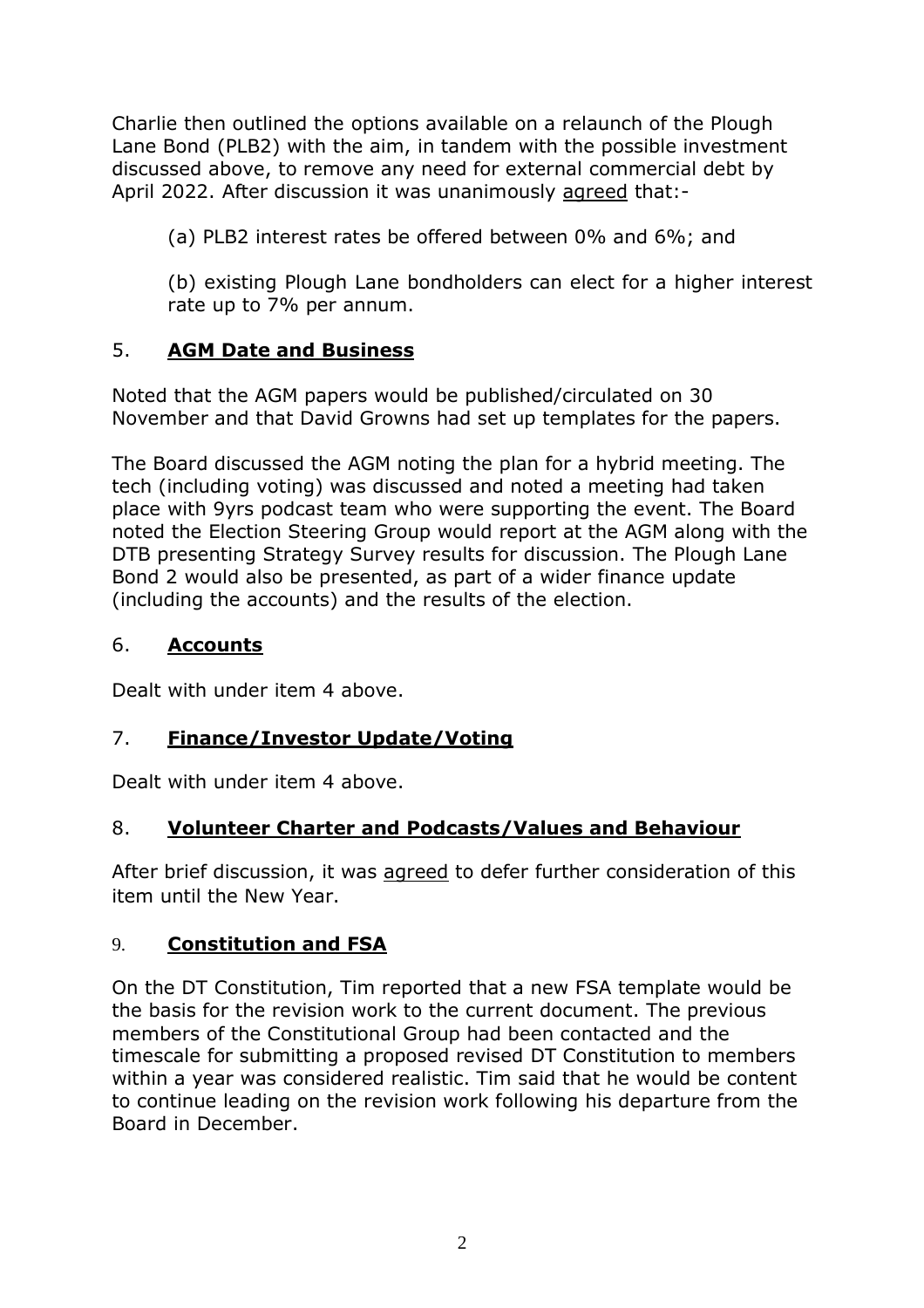Charlie then outlined the options available on a relaunch of the Plough Lane Bond (PLB2) with the aim, in tandem with the possible investment discussed above, to remove any need for external commercial debt by April 2022. After discussion it was unanimously agreed that:-

(a) PLB2 interest rates be offered between 0% and 6%; and

(b) existing Plough Lane bondholders can elect for a higher interest rate up to 7% per annum.

## 5. **AGM Date and Business**

Noted that the AGM papers would be published/circulated on 30 November and that David Growns had set up templates for the papers.

The Board discussed the AGM noting the plan for a hybrid meeting. The tech (including voting) was discussed and noted a meeting had taken place with 9yrs podcast team who were supporting the event. The Board noted the Election Steering Group would report at the AGM along with the DTB presenting Strategy Survey results for discussion. The Plough Lane Bond 2 would also be presented, as part of a wider finance update (including the accounts) and the results of the election.

## 6. **Accounts**

Dealt with under item 4 above.

## 7. **Finance/Investor Update/Voting**

Dealt with under item 4 above.

## 8. **Volunteer Charter and Podcasts/Values and Behaviour**

After brief discussion, it was agreed to defer further consideration of this item until the New Year.

## 9. **Constitution and FSA**

On the DT Constitution, Tim reported that a new FSA template would be the basis for the revision work to the current document. The previous members of the Constitutional Group had been contacted and the timescale for submitting a proposed revised DT Constitution to members within a year was considered realistic. Tim said that he would be content to continue leading on the revision work following his departure from the Board in December.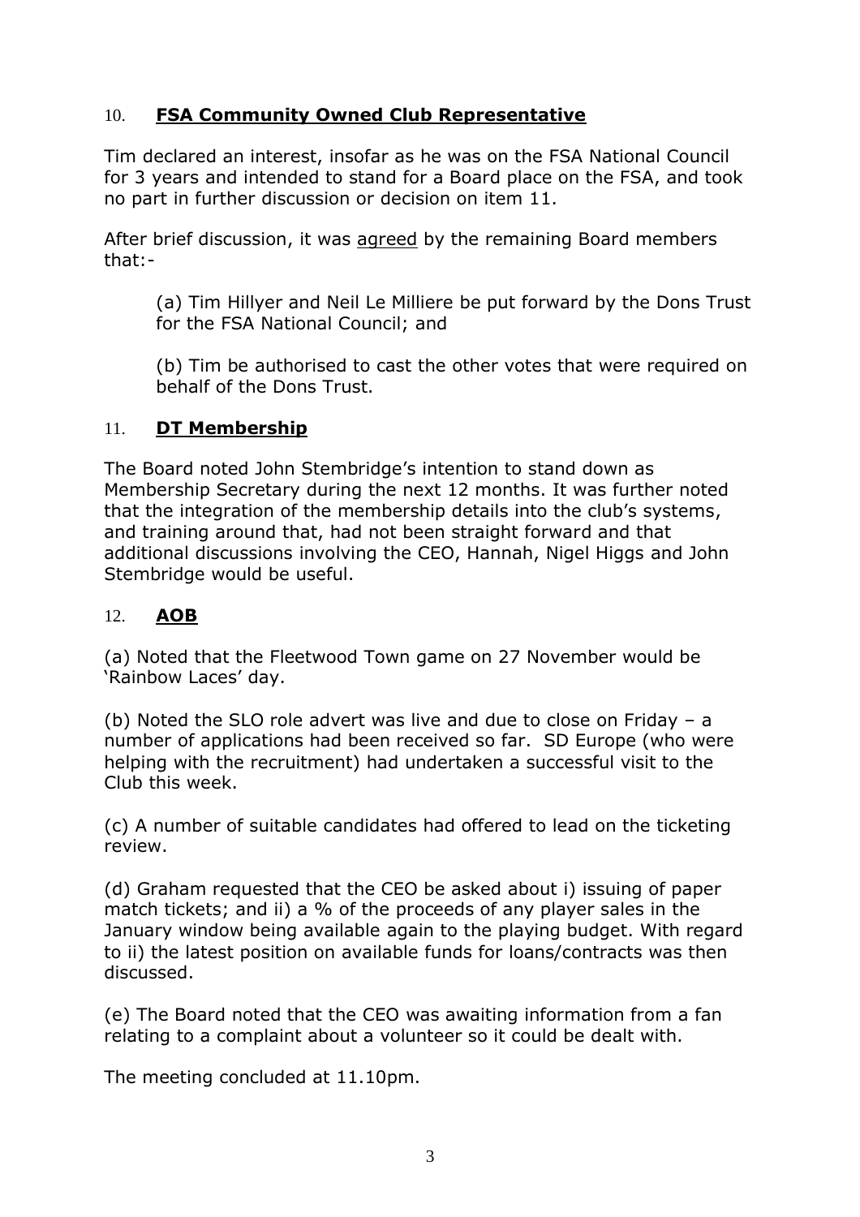## 10. **FSA Community Owned Club Representative**

Tim declared an interest, insofar as he was on the FSA National Council for 3 years and intended to stand for a Board place on the FSA, and took no part in further discussion or decision on item 11.

After brief discussion, it was agreed by the remaining Board members that:-

(a) Tim Hillyer and Neil Le Milliere be put forward by the Dons Trust for the FSA National Council; and

(b) Tim be authorised to cast the other votes that were required on behalf of the Dons Trust.

## 11. **DT Membership**

The Board noted John Stembridge's intention to stand down as Membership Secretary during the next 12 months. It was further noted that the integration of the membership details into the club's systems, and training around that, had not been straight forward and that additional discussions involving the CEO, Hannah, Nigel Higgs and John Stembridge would be useful.

## 12. **AOB**

(a) Noted that the Fleetwood Town game on 27 November would be 'Rainbow Laces' day.

(b) Noted the SLO role advert was live and due to close on Friday – a number of applications had been received so far. SD Europe (who were helping with the recruitment) had undertaken a successful visit to the Club this week.

(c) A number of suitable candidates had offered to lead on the ticketing review.

(d) Graham requested that the CEO be asked about i) issuing of paper match tickets; and ii) a % of the proceeds of any player sales in the January window being available again to the playing budget. With regard to ii) the latest position on available funds for loans/contracts was then discussed.

(e) The Board noted that the CEO was awaiting information from a fan relating to a complaint about a volunteer so it could be dealt with.

The meeting concluded at 11.10pm.